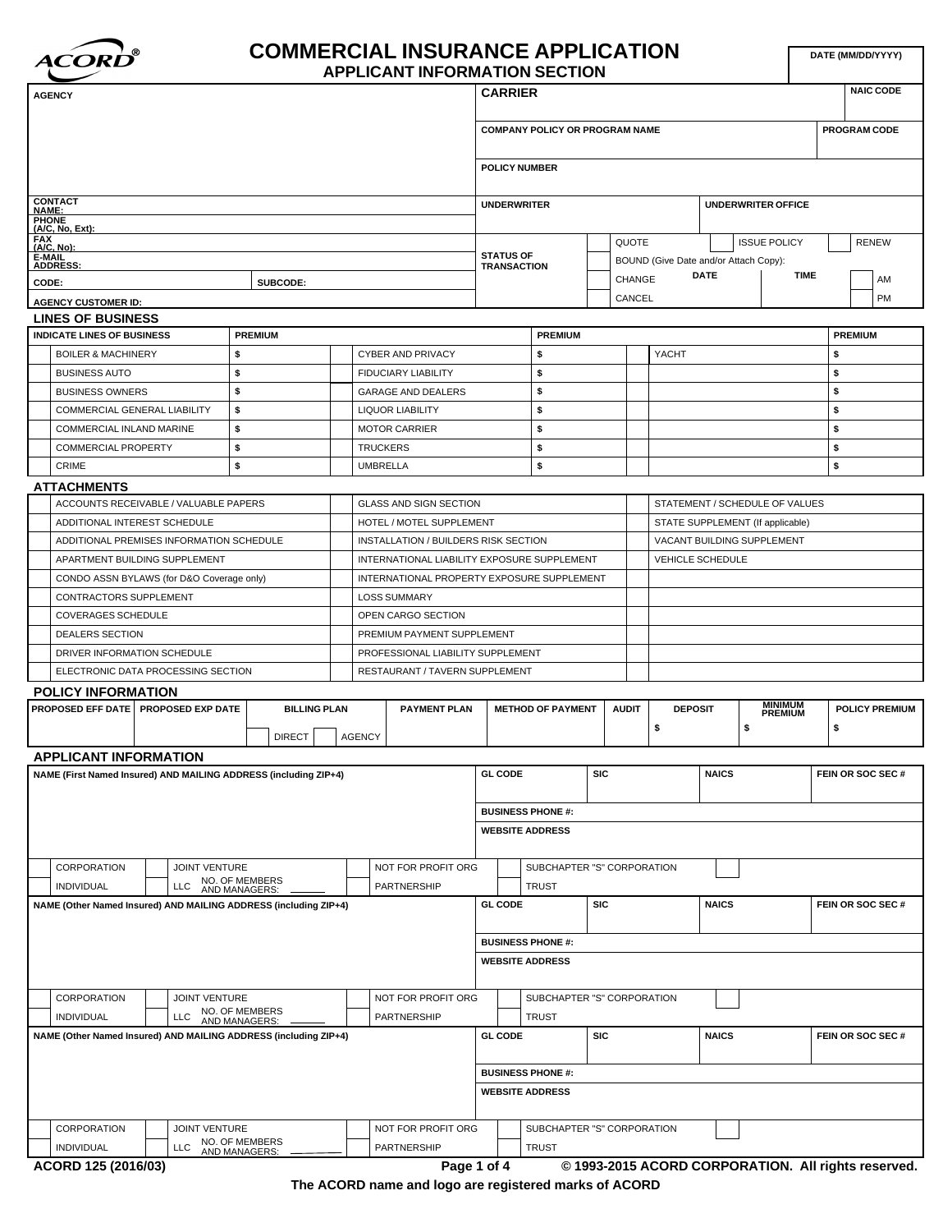# COMMERCIAL INSURANCE APPLICATION
## APPLICANT INFORMATION SECTION

**DATE (MM/DD/YYYY)**

| AGENCY | | CARRIER | NAIC CODE |
|---|---|---|---|
| | | COMPANY POLICY OR PROGRAM NAME | PROGRAM CODE |
| | | POLICY NUMBER | |
| CONTACT NAME: | | UNDERWRITER | UNDERWRITER OFFICE |
| PHONE (A/C, No, Ext): | | | |
| FAX (A/C, No): | | STATUS OF TRANSACTION: QUOTE / ISSUE POLICY / RENEW / BOUND (Give Date and/or Attach Copy): / CHANGE DATE TIME AM PM / CANCEL | |
| E-MAIL ADDRESS: | | | |
| CODE: | SUBCODE: | | |
| AGENCY CUSTOMER ID: | | | |

## LINES OF BUSINESS

| | INDICATE LINES OF BUSINESS | PREMIUM | | | PREMIUM | | | PREMIUM |
|---|---|---|---|---|---|---|---|---|
| | BOILER & MACHINERY | $ | | CYBER AND PRIVACY | $ | | YACHT | $ |
| | BUSINESS AUTO | $ | | FIDUCIARY LIABILITY | $ | | | $ |
| | BUSINESS OWNERS | $ | | GARAGE AND DEALERS | $ | | | $ |
| | COMMERCIAL GENERAL LIABILITY | $ | | LIQUOR LIABILITY | $ | | | $ |
| | COMMERCIAL INLAND MARINE | $ | | MOTOR CARRIER | $ | | | $ |
| | COMMERCIAL PROPERTY | $ | | TRUCKERS | $ | | | $ |
| | CRIME | $ | | UMBRELLA | $ | | | $ |

## ATTACHMENTS

| | | | | | |
|---|---|---|---|---|---|
| | ACCOUNTS RECEIVABLE / VALUABLE PAPERS | | GLASS AND SIGN SECTION | | STATEMENT / SCHEDULE OF VALUES |
| | ADDITIONAL INTEREST SCHEDULE | | HOTEL / MOTEL SUPPLEMENT | | STATE SUPPLEMENT (If applicable) |
| | ADDITIONAL PREMISES INFORMATION SCHEDULE | | INSTALLATION / BUILDERS RISK SECTION | | VACANT BUILDING SUPPLEMENT |
| | APARTMENT BUILDING SUPPLEMENT | | INTERNATIONAL LIABILITY EXPOSURE SUPPLEMENT | | VEHICLE SCHEDULE |
| | CONDO ASSN BYLAWS (for D&O Coverage only) | | INTERNATIONAL PROPERTY EXPOSURE SUPPLEMENT | | |
| | CONTRACTORS SUPPLEMENT | | LOSS SUMMARY | | |
| | COVERAGES SCHEDULE | | OPEN CARGO SECTION | | |
| | DEALERS SECTION | | PREMIUM PAYMENT SUPPLEMENT | | |
| | DRIVER INFORMATION SCHEDULE | | PROFESSIONAL LIABILITY SUPPLEMENT | | |
| | ELECTRONIC DATA PROCESSING SECTION | | RESTAURANT / TAVERN SUPPLEMENT | | |

## POLICY INFORMATION

| PROPOSED EFF DATE | PROPOSED EXP DATE | BILLING PLAN | PAYMENT PLAN | METHOD OF PAYMENT | AUDIT | DEPOSIT | MINIMUM PREMIUM | POLICY PREMIUM |
|---|---|---|---|---|---|---|---|---|
| | | DIRECT / AGENCY | | | | $ | $ | $ |

## APPLICANT INFORMATION

| NAME (First Named Insured) AND MAILING ADDRESS (including ZIP+4) | GL CODE | SIC | NAICS | FEIN OR SOC SEC # |
|---|---|---|---|---|
| | BUSINESS PHONE #: | | | |
| | WEBSITE ADDRESS | | | |
| CORPORATION / JOINT VENTURE / NOT FOR PROFIT ORG / SUBCHAPTER "S" CORPORATION / INDIVIDUAL / LLC NO. OF MEMBERS AND MANAGERS: ______ / PARTNERSHIP / TRUST | | | | |

| NAME (Other Named Insured) AND MAILING ADDRESS (including ZIP+4) | GL CODE | SIC | NAICS | FEIN OR SOC SEC # |
|---|---|---|---|---|
| | BUSINESS PHONE #: | | | |
| | WEBSITE ADDRESS | | | |
| CORPORATION / JOINT VENTURE / NOT FOR PROFIT ORG / SUBCHAPTER "S" CORPORATION / INDIVIDUAL / LLC NO. OF MEMBERS AND MANAGERS: ______ / PARTNERSHIP / TRUST | | | | |

| NAME (Other Named Insured) AND MAILING ADDRESS (including ZIP+4) | GL CODE | SIC | NAICS | FEIN OR SOC SEC # |
|---|---|---|---|---|
| | BUSINESS PHONE #: | | | |
| | WEBSITE ADDRESS | | | |
| CORPORATION / JOINT VENTURE / NOT FOR PROFIT ORG / SUBCHAPTER "S" CORPORATION / INDIVIDUAL / LLC NO. OF MEMBERS AND MANAGERS: ______ / PARTNERSHIP / TRUST | | | | |

ACORD 125 (2016/03) © 1993-2015 ACORD CORPORATION. All rights reserved.

The ACORD name and logo are registered marks of ACORD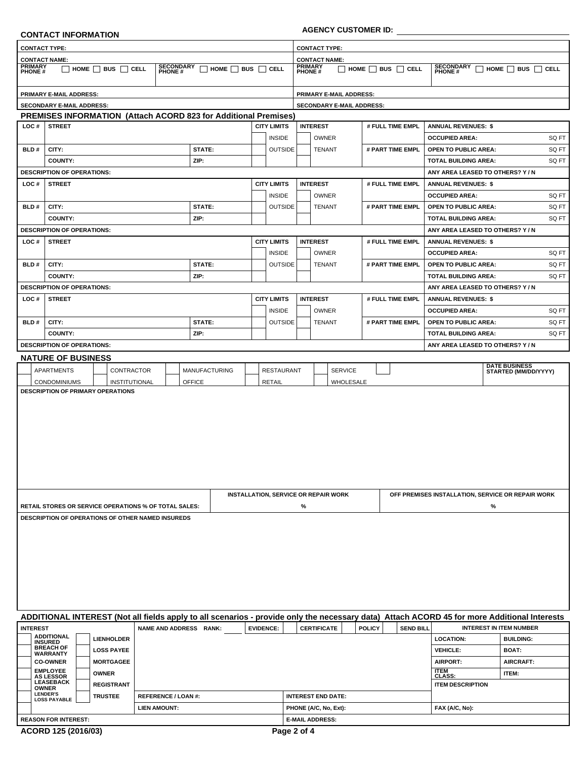## CONTACT INFORMATION

**AGENCY CUSTOMER ID:** ____________________

| | |
|---|---|
| **CONTACT TYPE:** | **CONTACT TYPE:** |
| **CONTACT NAME:** | **CONTACT NAME:** |
| **PRIMARY PHONE #** ☐ HOME ☐ BUS ☐ CELL **SECONDARY PHONE #** ☐ HOME ☐ BUS ☐ CELL | **PRIMARY PHONE #** ☐ HOME ☐ BUS ☐ CELL **SECONDARY PHONE #** ☐ HOME ☐ BUS ☐ CELL |
| **PRIMARY E-MAIL ADDRESS:** | **PRIMARY E-MAIL ADDRESS:** |
| **SECONDARY E-MAIL ADDRESS:** | **SECONDARY E-MAIL ADDRESS:** |

## PREMISES INFORMATION (Attach ACORD 823 for Additional Premises)

| LOC # | STREET | | CITY LIMITS | INTEREST | # FULL TIME EMPL | ANNUAL REVENUES: $ |
|---|---|---|---|---|---|---|
| | | | ☐ INSIDE | ☐ OWNER | | OCCUPIED AREA: SQ FT |
| BLD # | CITY: | STATE: | ☐ OUTSIDE | ☐ TENANT | # PART TIME EMPL | OPEN TO PUBLIC AREA: SQ FT |
| | COUNTY: | ZIP: | | | | TOTAL BUILDING AREA: SQ FT |
| DESCRIPTION OF OPERATIONS: | | | | | | ANY AREA LEASED TO OTHERS? Y / N |
| LOC # | STREET | | CITY LIMITS | INTEREST | # FULL TIME EMPL | ANNUAL REVENUES: $ |
| | | | ☐ INSIDE | ☐ OWNER | | OCCUPIED AREA: SQ FT |
| BLD # | CITY: | STATE: | ☐ OUTSIDE | ☐ TENANT | # PART TIME EMPL | OPEN TO PUBLIC AREA: SQ FT |
| | COUNTY: | ZIP: | | | | TOTAL BUILDING AREA: SQ FT |
| DESCRIPTION OF OPERATIONS: | | | | | | ANY AREA LEASED TO OTHERS? Y / N |
| LOC # | STREET | | CITY LIMITS | INTEREST | # FULL TIME EMPL | ANNUAL REVENUES: $ |
| | | | ☐ INSIDE | ☐ OWNER | | OCCUPIED AREA: SQ FT |
| BLD # | CITY: | STATE: | ☐ OUTSIDE | ☐ TENANT | # PART TIME EMPL | OPEN TO PUBLIC AREA: SQ FT |
| | COUNTY: | ZIP: | | | | TOTAL BUILDING AREA: SQ FT |
| DESCRIPTION OF OPERATIONS: | | | | | | ANY AREA LEASED TO OTHERS? Y / N |
| LOC # | STREET | | CITY LIMITS | INTEREST | # FULL TIME EMPL | ANNUAL REVENUES: $ |
| | | | ☐ INSIDE | ☐ OWNER | | OCCUPIED AREA: SQ FT |
| BLD # | CITY: | STATE: | ☐ OUTSIDE | ☐ TENANT | # PART TIME EMPL | OPEN TO PUBLIC AREA: SQ FT |
| | COUNTY: | ZIP: | | | | TOTAL BUILDING AREA: SQ FT |
| DESCRIPTION OF OPERATIONS: | | | | | | ANY AREA LEASED TO OTHERS? Y / N |

## NATURE OF BUSINESS

| | | | | | | |
|---|---|---|---|---|---|---|
| ☐ APARTMENTS | ☐ CONTRACTOR | ☐ MANUFACTURING | ☐ RESTAURANT | ☐ SERVICE | ☐ | DATE BUSINESS STARTED (MM/DD/YYYY) |
| ☐ CONDOMINIUMS | ☐ INSTITUTIONAL | ☐ OFFICE | ☐ RETAIL | ☐ WHOLESALE | | |

**DESCRIPTION OF PRIMARY OPERATIONS**

| | INSTALLATION, SERVICE OR REPAIR WORK | OFF PREMISES INSTALLATION, SERVICE OR REPAIR WORK |
|---|---|---|
| **RETAIL STORES OR SERVICE OPERATIONS % OF TOTAL SALES:** | % | % |

**DESCRIPTION OF OPERATIONS OF OTHER NAMED INSUREDS**

## ADDITIONAL INTEREST (Not all fields apply to all scenarios - provide only the necessary data) Attach ACORD 45 for more Additional Interests

| INTEREST | | NAME AND ADDRESS RANK: | EVIDENCE: ☐ CERTIFICATE ☐ POLICY ☐ SEND BILL | INTEREST IN ITEM NUMBER | |
|---|---|---|---|---|---|
| ☐ ADDITIONAL INSURED | ☐ LIENHOLDER | | | LOCATION: | BUILDING: |
| ☐ BREACH OF WARRANTY | ☐ LOSS PAYEE | | | VEHICLE: | BOAT: |
| ☐ CO-OWNER | ☐ MORTGAGEE | | | AIRPORT: | AIRCRAFT: |
| ☐ EMPLOYEE AS LESSOR | ☐ OWNER | | | ITEM CLASS: | ITEM: |
| ☐ LEASEBACK OWNER | ☐ REGISTRANT | | | ITEM DESCRIPTION | |
| ☐ LENDER'S LOSS PAYABLE | ☐ TRUSTEE | REFERENCE / LOAN #: | INTEREST END DATE: | | |
| ☐ | | LIEN AMOUNT: | PHONE (A/C, No, Ext): | FAX (A/C, No): | |
| REASON FOR INTEREST: | | | E-MAIL ADDRESS: | | |

ACORD 125 (2016/03)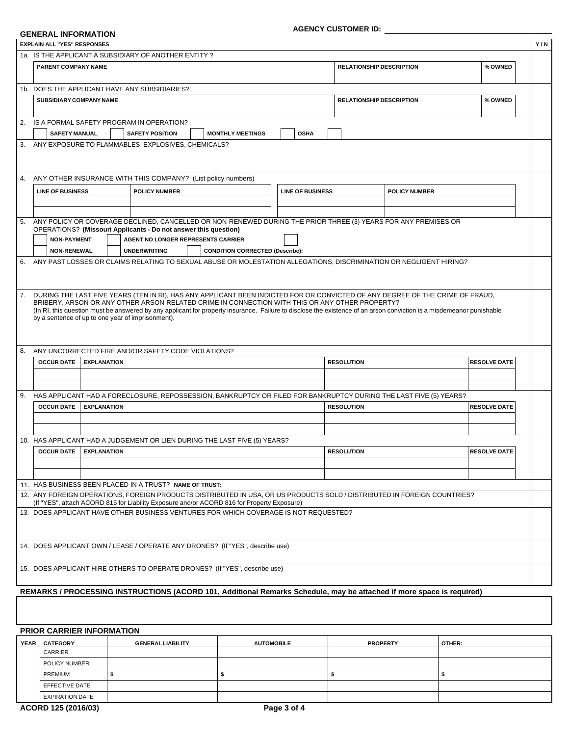AGENCY CUSTOMER ID: ______________________

## GENERAL INFORMATION

| EXPLAIN ALL "YES" RESPONSES | Y / N |
|---|---|
| 1a. IS THE APPLICANT A SUBSIDIARY OF ANOTHER ENTITY ? | |

| PARENT COMPANY NAME | RELATIONSHIP DESCRIPTION | % OWNED |
|---|---|---|
| | | |

| | Y / N |
|---|---|
| 1b. DOES THE APPLICANT HAVE ANY SUBSIDIARIES? | |

| SUBSIDIARY COMPANY NAME | RELATIONSHIP DESCRIPTION | % OWNED |
|---|---|---|
| | | |

| | Y / N |
|---|---|
| 2. IS A FORMAL SAFETY PROGRAM IN OPERATION? | |

☐ SAFETY MANUAL ☐ SAFETY POSITION ☐ MONTHLY MEETINGS ☐ OSHA ☐

| | Y / N |
|---|---|
| 3. ANY EXPOSURE TO FLAMMABLES, EXPLOSIVES, CHEMICALS? | |
| 4. ANY OTHER INSURANCE WITH THIS COMPANY? (List policy numbers) | |

| LINE OF BUSINESS | POLICY NUMBER | LINE OF BUSINESS | POLICY NUMBER |
|---|---|---|---|
| | | | |
| | | | |

| | Y / N |
|---|---|
| 5. ANY POLICY OR COVERAGE DECLINED, CANCELLED OR NON-RENEWED DURING THE PRIOR THREE (3) YEARS FOR ANY PREMISES OR OPERATIONS? **(Missouri Applicants - Do not answer this question)** | |

☐ NON-PAYMENT ☐ AGENT NO LONGER REPRESENTS CARRIER ☐

☐ NON-RENEWAL ☐ UNDERWRITING ☐ CONDITION CORRECTED (Describe):

| | Y / N |
|---|---|
| 6. ANY PAST LOSSES OR CLAIMS RELATING TO SEXUAL ABUSE OR MOLESTATION ALLEGATIONS, DISCRIMINATION OR NEGLIGENT HIRING? | |
| 7. DURING THE LAST FIVE YEARS (TEN IN RI), HAS ANY APPLICANT BEEN INDICTED FOR OR CONVICTED OF ANY DEGREE OF THE CRIME OF FRAUD, BRIBERY, ARSON OR ANY OTHER ARSON-RELATED CRIME IN CONNECTION WITH THIS OR ANY OTHER PROPERTY? (In RI, this question must be answered by any applicant for property insurance. Failure to disclose the existence of an arson conviction is a misdemeanor punishable by a sentence of up to one year of imprisonment). | |
| 8. ANY UNCORRECTED FIRE AND/OR SAFETY CODE VIOLATIONS? | |

| OCCUR DATE | EXPLANATION | RESOLUTION | RESOLVE DATE |
|---|---|---|---|
| | | | |
| | | | |

| | Y / N |
|---|---|
| 9. HAS APPLICANT HAD A FORECLOSURE, REPOSSESSION, BANKRUPTCY OR FILED FOR BANKRUPTCY DURING THE LAST FIVE (5) YEARS? | |

| OCCUR DATE | EXPLANATION | RESOLUTION | RESOLVE DATE |
|---|---|---|---|
| | | | |
| | | | |

| | Y / N |
|---|---|
| 10. HAS APPLICANT HAD A JUDGEMENT OR LIEN DURING THE LAST FIVE (5) YEARS? | |

| OCCUR DATE | EXPLANATION | RESOLUTION | RESOLVE DATE |
|---|---|---|---|
| | | | |
| | | | |

| | Y / N |
|---|---|
| 11. HAS BUSINESS BEEN PLACED IN A TRUST? NAME OF TRUST: | |
| 12. ANY FOREIGN OPERATIONS, FOREIGN PRODUCTS DISTRIBUTED IN USA, OR US PRODUCTS SOLD / DISTRIBUTED IN FOREIGN COUNTRIES? (If "YES", attach ACORD 815 for Liability Exposure and/or ACORD 816 for Property Exposure) | |
| 13. DOES APPLICANT HAVE OTHER BUSINESS VENTURES FOR WHICH COVERAGE IS NOT REQUESTED? | |
| 14. DOES APPLICANT OWN / LEASE / OPERATE ANY DRONES? (If "YES", describe use) | |
| 15. DOES APPLICANT HIRE OTHERS TO OPERATE DRONES? (If "YES", describe use) | |

## REMARKS / PROCESSING INSTRUCTIONS (ACORD 101, Additional Remarks Schedule, may be attached if more space is required)

## PRIOR CARRIER INFORMATION

| YEAR | CATEGORY | GENERAL LIABILITY | AUTOMOBILE | PROPERTY | OTHER: |
|---|---|---|---|---|---|
| | CARRIER | | | | |
| | POLICY NUMBER | | | | |
| | PREMIUM | $ | $ | $ | $ |
| | EFFECTIVE DATE | | | | |
| | EXPIRATION DATE | | | | |

ACORD 125 (2016/03)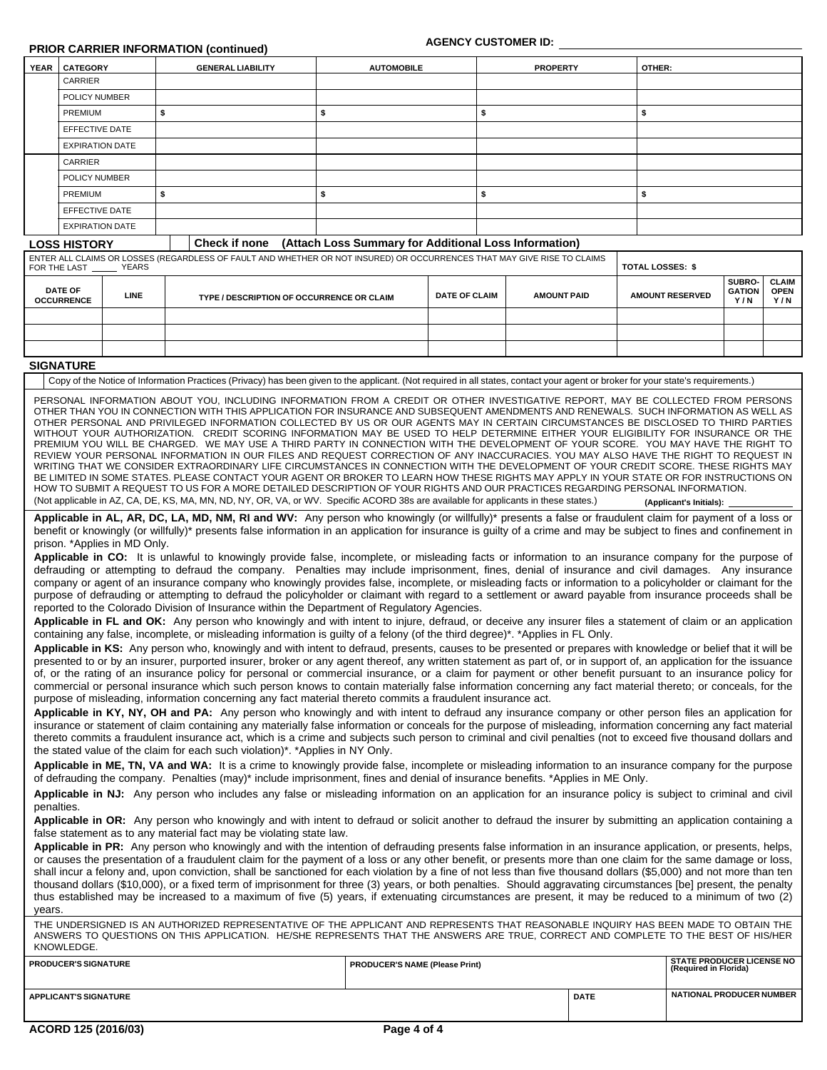## PRIOR CARRIER INFORMATION (continued)

**AGENCY CUSTOMER ID:** \_\_\_\_\_\_\_\_\_\_\_\_\_\_\_\_\_\_\_\_

| YEAR | CATEGORY | GENERAL LIABILITY | AUTOMOBILE | PROPERTY | OTHER: |
|---|---|---|---|---|---|
| | CARRIER | | | | |
| | POLICY NUMBER | | | | |
| | PREMIUM | $ | $ | $ | $ |
| | EFFECTIVE DATE | | | | |
| | EXPIRATION DATE | | | | |
| | CARRIER | | | | |
| | POLICY NUMBER | | | | |
| | PREMIUM | $ | $ | $ | $ |
| | EFFECTIVE DATE | | | | |
| | EXPIRATION DATE | | | | |

## LOSS HISTORY

☐ **Check if none (Attach Loss Summary for Additional Loss Information)**

ENTER ALL CLAIMS OR LOSSES (REGARDLESS OF FAULT AND WHETHER OR NOT INSURED) OR OCCURRENCES THAT MAY GIVE RISE TO CLAIMS FOR THE LAST \_\_\_\_\_ YEARS

**TOTAL LOSSES: $**

| DATE OF OCCURRENCE | LINE | TYPE / DESCRIPTION OF OCCURRENCE OR CLAIM | DATE OF CLAIM | AMOUNT PAID | AMOUNT RESERVED | SUBRO-GATION Y / N | CLAIM OPEN Y / N |
|---|---|---|---|---|---|---|---|
| | | | | | | | |
| | | | | | | | |
| | | | | | | | |

## SIGNATURE

☐ Copy of the Notice of Information Practices (Privacy) has been given to the applicant. (Not required in all states, contact your agent or broker for your state's requirements.)

PERSONAL INFORMATION ABOUT YOU, INCLUDING INFORMATION FROM A CREDIT OR OTHER INVESTIGATIVE REPORT, MAY BE COLLECTED FROM PERSONS OTHER THAN YOU IN CONNECTION WITH THIS APPLICATION FOR INSURANCE AND SUBSEQUENT AMENDMENTS AND RENEWALS. SUCH INFORMATION AS WELL AS OTHER PERSONAL AND PRIVILEGED INFORMATION COLLECTED BY US OR OUR AGENTS MAY IN CERTAIN CIRCUMSTANCES BE DISCLOSED TO THIRD PARTIES WITHOUT YOUR AUTHORIZATION. CREDIT SCORING INFORMATION MAY BE USED TO HELP DETERMINE EITHER YOUR ELIGIBILITY FOR INSURANCE OR THE PREMIUM YOU WILL BE CHARGED. WE MAY USE A THIRD PARTY IN CONNECTION WITH THE DEVELOPMENT OF YOUR SCORE. YOU MAY HAVE THE RIGHT TO REVIEW YOUR PERSONAL INFORMATION IN OUR FILES AND REQUEST CORRECTION OF ANY INACCURACIES. YOU MAY ALSO HAVE THE RIGHT TO REQUEST IN WRITING THAT WE CONSIDER EXTRAORDINARY LIFE CIRCUMSTANCES IN CONNECTION WITH THE DEVELOPMENT OF YOUR CREDIT SCORE. THESE RIGHTS MAY BE LIMITED IN SOME STATES. PLEASE CONTACT YOUR AGENT OR BROKER TO LEARN HOW THESE RIGHTS MAY APPLY IN YOUR STATE OR FOR INSTRUCTIONS ON HOW TO SUBMIT A REQUEST TO US FOR A MORE DETAILED DESCRIPTION OF YOUR RIGHTS AND OUR PRACTICES REGARDING PERSONAL INFORMATION.
(Not applicable in AZ, CA, DE, KS, MA, MN, ND, NY, OR, VA, or WV. Specific ACORD 38s are available for applicants in these states.) **(Applicant's Initials):** \_\_\_\_\_\_\_\_

**Applicable in AL, AR, DC, LA, MD, NM, RI and WV:** Any person who knowingly (or willfully)* presents a false or fraudulent claim for payment of a loss or benefit or knowingly (or willfully)* presents false information in an application for insurance is guilty of a crime and may be subject to fines and confinement in prison. *Applies in MD Only.

**Applicable in CO:** It is unlawful to knowingly provide false, incomplete, or misleading facts or information to an insurance company for the purpose of defrauding or attempting to defraud the company. Penalties may include imprisonment, fines, denial of insurance and civil damages. Any insurance company or agent of an insurance company who knowingly provides false, incomplete, or misleading facts or information to a policyholder or claimant for the purpose of defrauding or attempting to defraud the policyholder or claimant with regard to a settlement or award payable from insurance proceeds shall be reported to the Colorado Division of Insurance within the Department of Regulatory Agencies.

**Applicable in FL and OK:** Any person who knowingly and with intent to injure, defraud, or deceive any insurer files a statement of claim or an application containing any false, incomplete, or misleading information is guilty of a felony (of the third degree)*. *Applies in FL Only.

**Applicable in KS:** Any person who, knowingly and with intent to defraud, presents, causes to be presented or prepares with knowledge or belief that it will be presented to or by an insurer, purported insurer, broker or any agent thereof, any written statement as part of, or in support of, an application for the issuance of, or the rating of an insurance policy for personal or commercial insurance, or a claim for payment or other benefit pursuant to an insurance policy for commercial or personal insurance which such person knows to contain materially false information concerning any fact material thereto; or conceals, for the purpose of misleading, information concerning any fact material thereto commits a fraudulent insurance act.

**Applicable in KY, NY, OH and PA:** Any person who knowingly and with intent to defraud any insurance company or other person files an application for insurance or statement of claim containing any materially false information or conceals for the purpose of misleading, information concerning any fact material thereto commits a fraudulent insurance act, which is a crime and subjects such person to criminal and civil penalties (not to exceed five thousand dollars and the stated value of the claim for each such violation)*. *Applies in NY Only.

**Applicable in ME, TN, VA and WA:** It is a crime to knowingly provide false, incomplete or misleading information to an insurance company for the purpose of defrauding the company. Penalties (may)* include imprisonment, fines and denial of insurance benefits. *Applies in ME Only.

**Applicable in NJ:** Any person who includes any false or misleading information on an application for an insurance policy is subject to criminal and civil penalties.

**Applicable in OR:** Any person who knowingly and with intent to defraud or solicit another to defraud the insurer by submitting an application containing a false statement as to any material fact may be violating state law.

**Applicable in PR:** Any person who knowingly and with the intention of defrauding presents false information in an insurance application, or presents, helps, or causes the presentation of a fraudulent claim for the payment of a loss or any other benefit, or presents more than one claim for the same damage or loss, shall incur a felony and, upon conviction, shall be sanctioned for each violation by a fine of not less than five thousand dollars ($5,000) and not more than ten thousand dollars ($10,000), or a fixed term of imprisonment for three (3) years, or both penalties. Should aggravating circumstances [be] present, the penalty thus established may be increased to a maximum of five (5) years, if extenuating circumstances are present, it may be reduced to a minimum of two (2) years.

THE UNDERSIGNED IS AN AUTHORIZED REPRESENTATIVE OF THE APPLICANT AND REPRESENTS THAT REASONABLE INQUIRY HAS BEEN MADE TO OBTAIN THE ANSWERS TO QUESTIONS ON THIS APPLICATION. HE/SHE REPRESENTS THAT THE ANSWERS ARE TRUE, CORRECT AND COMPLETE TO THE BEST OF HIS/HER KNOWLEDGE.

| PRODUCER'S SIGNATURE | PRODUCER'S NAME (Please Print) | | STATE PRODUCER LICENSE NO (Required in Florida) |
|---|---|---|---|
| **APPLICANT'S SIGNATURE** | | **DATE** | **NATIONAL PRODUCER NUMBER** |

ACORD 125 (2016/03)